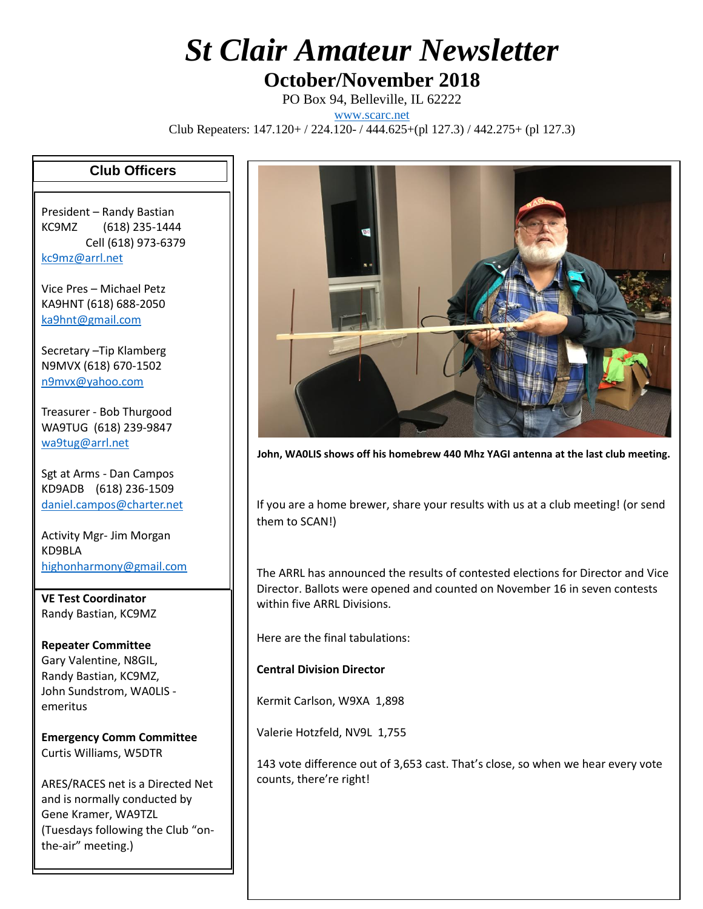# St Clair Amateur Newsletter

## October/November 2018

PO Box 94, Belleville, IL 62222

www.scarc.net

Club Repeaters: 147.120+ / 224.120- / 444.625+(pl 127.3) / 442.275+ (pl 127.3)

### Club Officers

President – Randy Bastian
KC9MZ (618) 235-1444
Cell (618) 973-6379
kc9mz@arrl.net

Vice Pres – Michael Petz
KA9HNT (618) 688-2050
ka9hnt@gmail.com

Secretary –Tip Klamberg
N9MVX (618) 670-1502
n9mvx@yahoo.com

Treasurer - Bob Thurgood
WA9TUG (618) 239-9847
wa9tug@arrl.net

Sgt at Arms - Dan Campos
KD9ADB (618) 236-1509
daniel.campos@charter.net

Activity Mgr- Jim Morgan
KD9BLA
highonharmony@gmail.com

**VE Test Coordinator**
Randy Bastian, KC9MZ

**Repeater Committee**
Gary Valentine, N8GIL,
Randy Bastian, KC9MZ,
John Sundstrom, WA0LIS - emeritus

**Emergency Comm Committee**
Curtis Williams, W5DTR

ARES/RACES net is a Directed Net and is normally conducted by Gene Kramer, WA9TZL (Tuesdays following the Club "on-the-air" meeting.)

**John, WA0LIS shows off his homebrew 440 Mhz YAGI antenna at the last club meeting.**

If you are a home brewer, share your results with us at a club meeting! (or send them to SCAN!)

The ARRL has announced the results of contested elections for Director and Vice Director. Ballots were opened and counted on November 16 in seven contests within five ARRL Divisions.

Here are the final tabulations:

**Central Division Director**

Kermit Carlson, W9XA 1,898

Valerie Hotzfeld, NV9L 1,755

143 vote difference out of 3,653 cast. That's close, so when we hear every vote counts, there're right!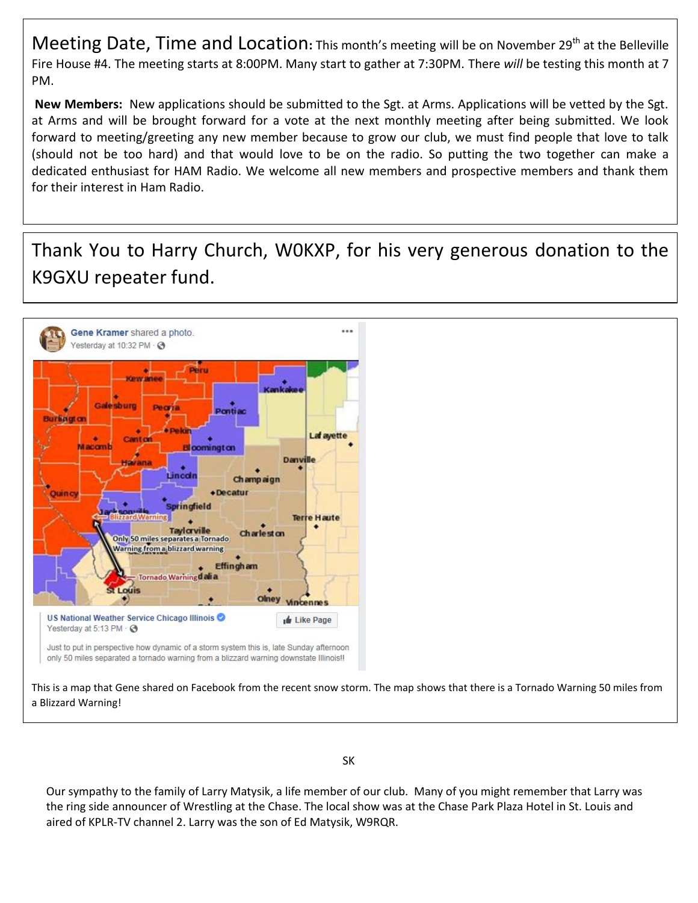**Meeting Date, Time and Location:** This month's meeting will be on November 29th at the Belleville Fire House #4. The meeting starts at 8:00PM. Many start to gather at 7:30PM. There *will* be testing this month at 7 PM.

**New Members:** New applications should be submitted to the Sgt. at Arms. Applications will be vetted by the Sgt. at Arms and will be brought forward for a vote at the next monthly meeting after being submitted. We look forward to meeting/greeting any new member because to grow our club, we must find people that love to talk (should not be too hard) and that would love to be on the radio. So putting the two together can make a dedicated enthusiast for HAM Radio. We welcome all new members and prospective members and thank them for their interest in Ham Radio.

Thank You to Harry Church, W0KXP, for his very generous donation to the K9GXU repeater fund.

This is a map that Gene shared on Facebook from the recent snow storm. The map shows that there is a Tornado Warning 50 miles from a Blizzard Warning!

SK

Our sympathy to the family of Larry Matysik, a life member of our club. Many of you might remember that Larry was the ring side announcer of Wrestling at the Chase. The local show was at the Chase Park Plaza Hotel in St. Louis and aired of KPLR-TV channel 2. Larry was the son of Ed Matysik, W9RQR.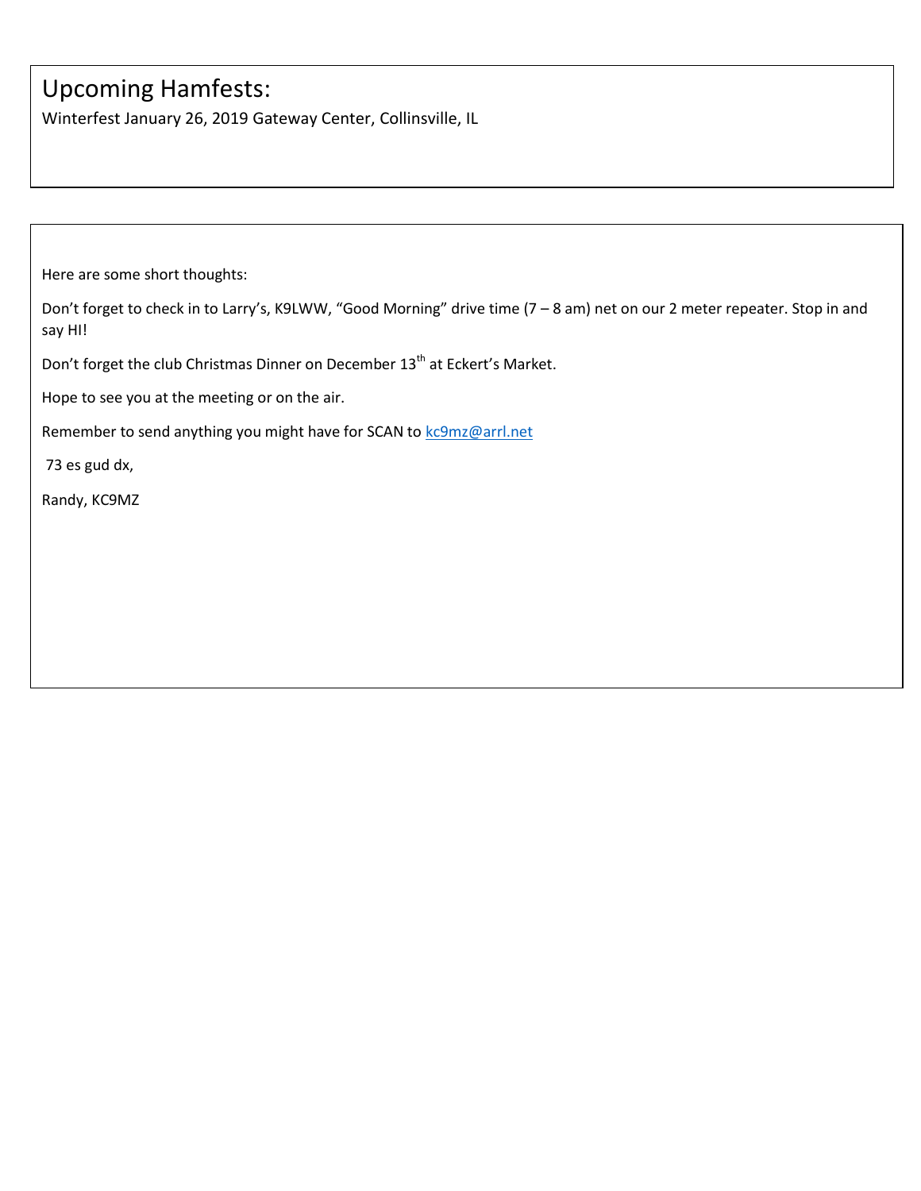## Upcoming Hamfests:

Winterfest January 26, 2019 Gateway Center, Collinsville, IL

Here are some short thoughts:

Don't forget to check in to Larry's, K9LWW, "Good Morning" drive time (7 – 8 am) net on our 2 meter repeater. Stop in and say HI!

Don't forget the club Christmas Dinner on December 13th at Eckert's Market.

Hope to see you at the meeting or on the air.

Remember to send anything you might have for SCAN to kc9mz@arrl.net

73 es gud dx,

Randy, KC9MZ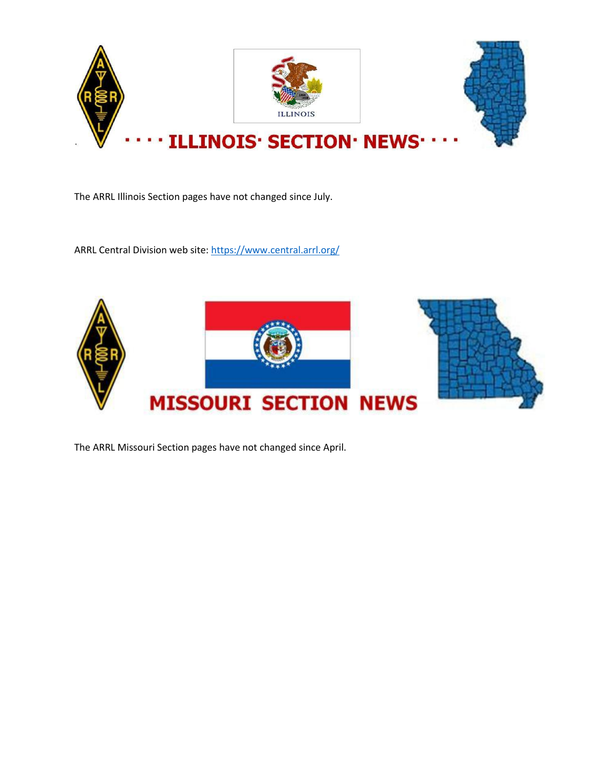## ILLINOIS SECTION NEWS

The ARRL Illinois Section pages have not changed since July.

ARRL Central Division web site: https://www.central.arrl.org/

## MISSOURI SECTION NEWS

The ARRL Missouri Section pages have not changed since April.